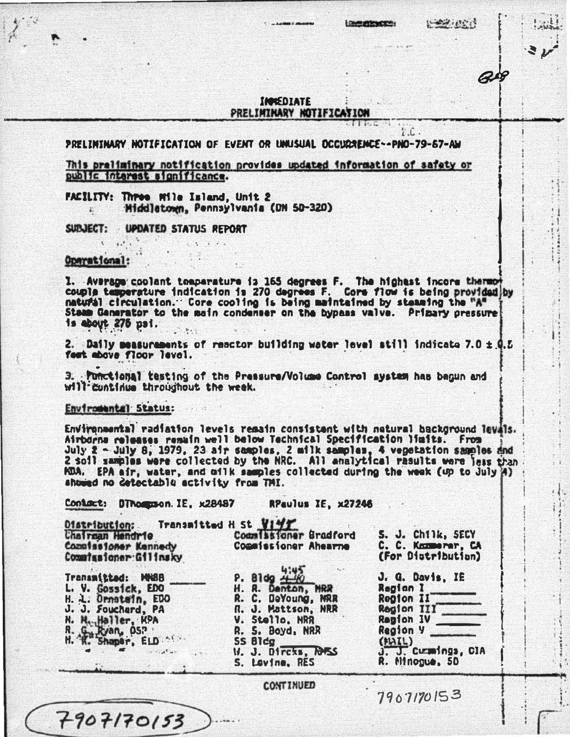**IMMEDIATE PRELIMINARY NOTIFICATION**

PRELIMINARY NOTIFICATION OF EVENT OR UNUSUAL OCCURRENCE--PNO-79-67-AW

This preliminary notification provides updated information of safety or public interest significance.

FACILITY: Three Mile Island, Unit 2
Middletown, Pennsylvania (DN 50-320)

SUBJECT: UPDATED STATUS REPORT

Operational:

1. Average coolant temperature is 165 degrees F. The highest incore thermocouple temperature indication is 270 degrees F. Core flow is being provided by natural circulation. Core cooling is being maintained by steaming the "A" Steam Generator to the main condenser on the bypass valve. Primary pressure is about 275 psi.

2. Daily measurements of reactor building water level still indicate 7.0 ± 0.5 feet above floor level.

3. Functional testing of the Pressure/Volume Control system has begun and will continue throughout the week.

Environmental Status:

Environmental radiation levels remain consistent with natural background levels. Airborne releases remain well below Technical Specification limits. From July 2 - July 8, 1979, 23 air samples, 2 milk samples, 4 vegetation samples and 2 soil samples were collected by the NRC. All analytical results were less than MDA. EPA air, water, and milk samples collected during the week (up to July 4) showed no detectable activity from TMI.

Contact: DThompson. IE, x28487 RPaulus IE, x27246

Distribution: Transmitted H St 4:45

| | | |
|---|---|---|
| Chairman Hendrie | Commissioner Bradford | S. J. Chilk, SECY |
| Commissioner Kennedy | Commissioner Ahearne | C. C. Kammerer, CA |
| Commissioner Gilinsky | | (For Distribution) |
| Transmitted: MNBB | P. Bldg 4:45 | J. G. Davis, IE |
| L. V. Gossick, EDO | H. R. Denton, NRR | Region I |
| H. L. Ornstein, EDO | R. C. DeYoung, NRR | Region II |
| J. J. Fouchard, PA | R. J. Mattson, NRR | Region III |
| N. M. Haller, MPA | V. Stello, NRR | Region IV |
| R. G. Ryan, OSP | R. S. Boyd, NRR | Region V |
| H. K. Shapar, ELD | SS Bldg | (MAIL) |
| | W. J. Dircks, NMSS | J. J. Cummings, OIA |
| | S. Levine, RES | R. Minogue, SD |

CONTINUED

7907170153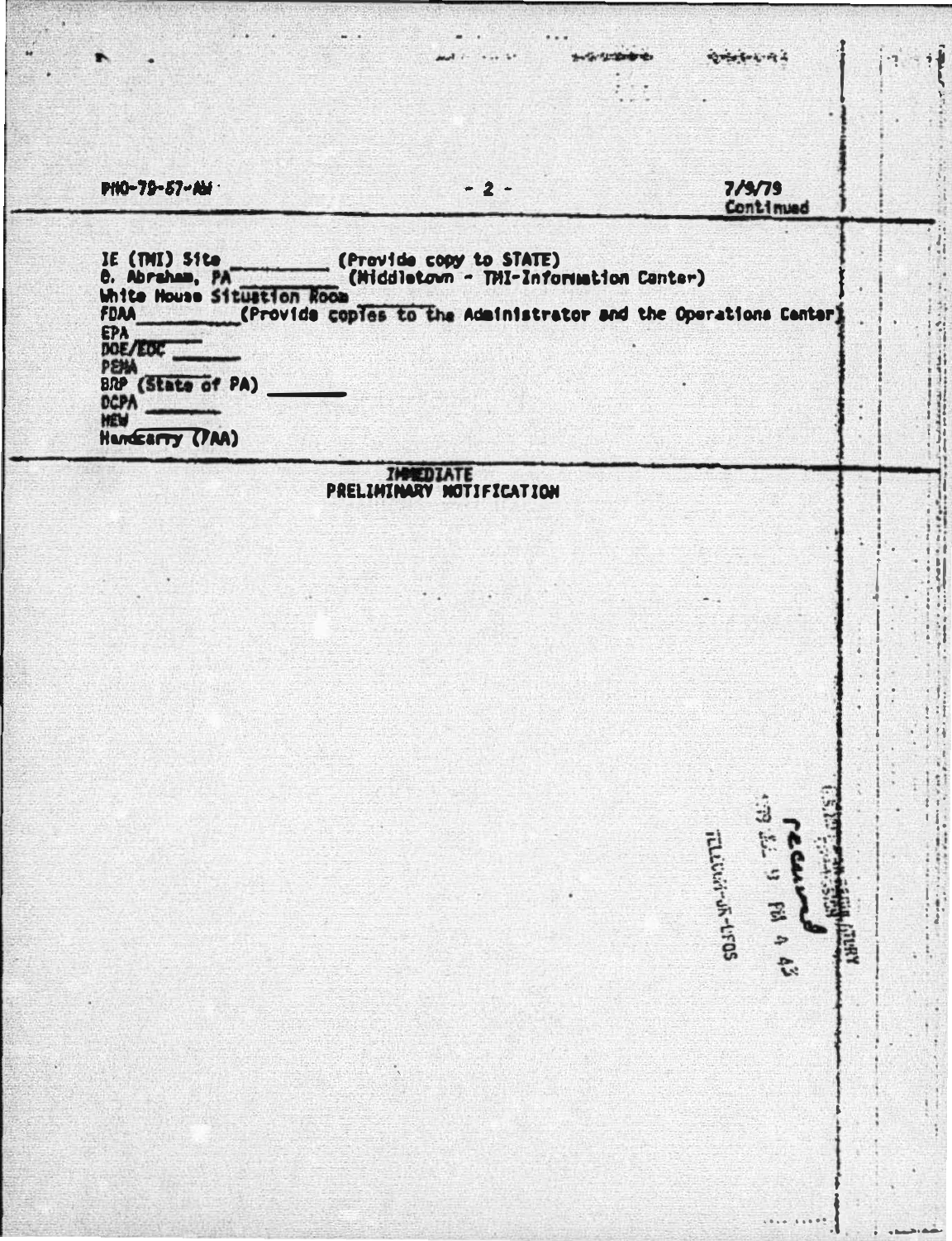PNO-79-57-AM - 2 - 7/9/79 Continued

IE (TMI) Site ________ (Provide copy to STATE)
B. Abraham, PA ________ (Middletown - TMI-Information Center)
White House Situation Room
FDAA ________ (Provide copies to the Administrator and the Operations Center)
EPA ________
DOE/EOC ________
PEMA
BRP (State of PA) ________
DCPA ________
HEW
Handcarry (7AA)

IMMEDIATE
PRELIMINARY NOTIFICATION